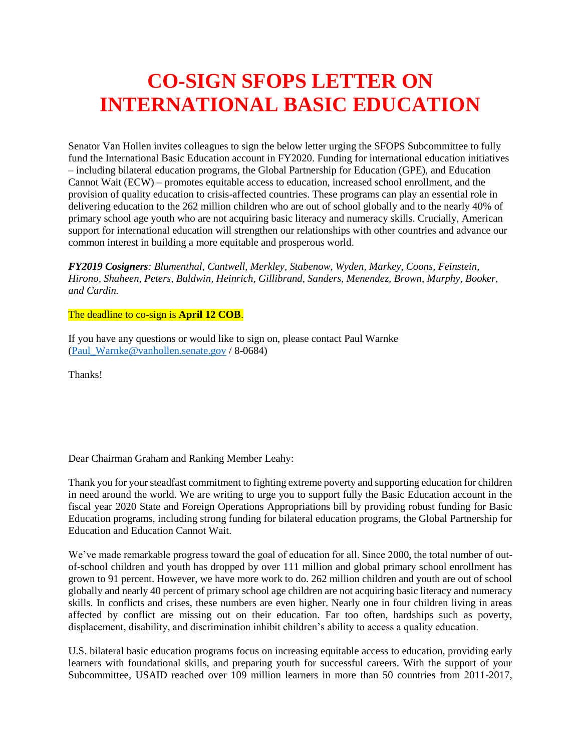# CO-SIGN SFOPS LETTER ON INTERNATIONAL BASIC EDUCATION

Senator Van Hollen invites colleagues to sign the below letter urging the SFOPS Subcommittee to fully fund the International Basic Education account in FY2020. Funding for international education initiatives – including bilateral education programs, the Global Partnership for Education (GPE), and Education Cannot Wait (ECW) – promotes equitable access to education, increased school enrollment, and the provision of quality education to crisis-affected countries. These programs can play an essential role in delivering education to the 262 million children who are out of school globally and to the nearly 40% of primary school age youth who are not acquiring basic literacy and numeracy skills. Crucially, American support for international education will strengthen our relationships with other countries and advance our common interest in building a more equitable and prosperous world.

***FY2019 Cosigners****: Blumenthal, Cantwell, Merkley, Stabenow, Wyden, Markey, Coons, Feinstein, Hirono, Shaheen, Peters, Baldwin, Heinrich, Gillibrand, Sanders, Menendez, Brown, Murphy, Booker, and Cardin.*

The deadline to co-sign is **April 12 COB**.

If you have any questions or would like to sign on, please contact Paul Warnke (Paul_Warnke@vanhollen.senate.gov / 8-0684)

Thanks!

Dear Chairman Graham and Ranking Member Leahy:

Thank you for your steadfast commitment to fighting extreme poverty and supporting education for children in need around the world. We are writing to urge you to support fully the Basic Education account in the fiscal year 2020 State and Foreign Operations Appropriations bill by providing robust funding for Basic Education programs, including strong funding for bilateral education programs, the Global Partnership for Education and Education Cannot Wait.

We've made remarkable progress toward the goal of education for all. Since 2000, the total number of out-of-school children and youth has dropped by over 111 million and global primary school enrollment has grown to 91 percent. However, we have more work to do. 262 million children and youth are out of school globally and nearly 40 percent of primary school age children are not acquiring basic literacy and numeracy skills. In conflicts and crises, these numbers are even higher. Nearly one in four children living in areas affected by conflict are missing out on their education. Far too often, hardships such as poverty, displacement, disability, and discrimination inhibit children's ability to access a quality education.

U.S. bilateral basic education programs focus on increasing equitable access to education, providing early learners with foundational skills, and preparing youth for successful careers. With the support of your Subcommittee, USAID reached over 109 million learners in more than 50 countries from 2011-2017,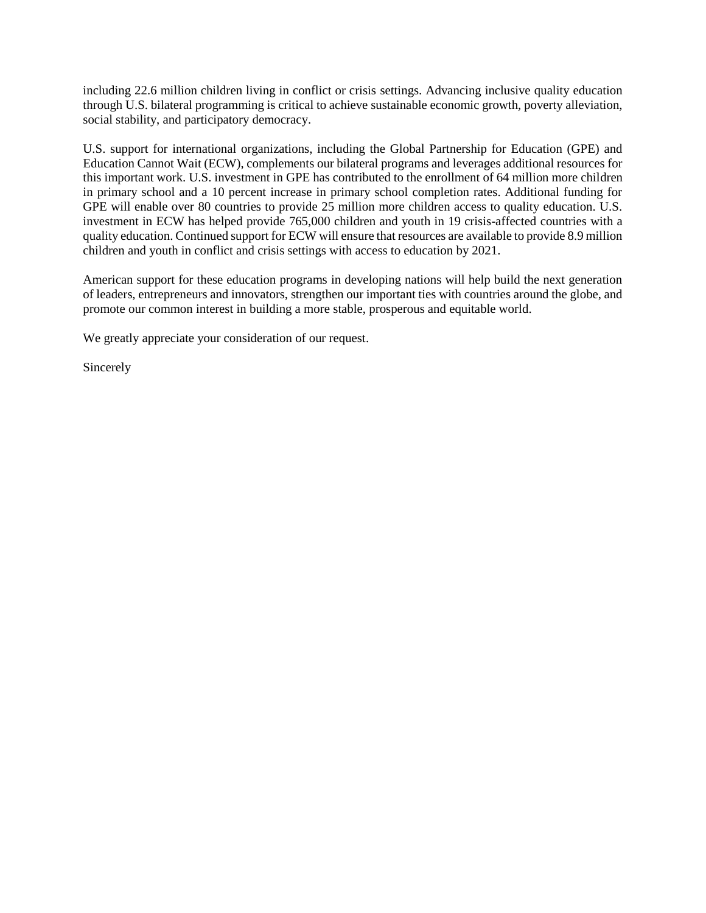including 22.6 million children living in conflict or crisis settings. Advancing inclusive quality education through U.S. bilateral programming is critical to achieve sustainable economic growth, poverty alleviation, social stability, and participatory democracy.

U.S. support for international organizations, including the Global Partnership for Education (GPE) and Education Cannot Wait (ECW), complements our bilateral programs and leverages additional resources for this important work. U.S. investment in GPE has contributed to the enrollment of 64 million more children in primary school and a 10 percent increase in primary school completion rates. Additional funding for GPE will enable over 80 countries to provide 25 million more children access to quality education. U.S. investment in ECW has helped provide 765,000 children and youth in 19 crisis-affected countries with a quality education. Continued support for ECW will ensure that resources are available to provide 8.9 million children and youth in conflict and crisis settings with access to education by 2021.

American support for these education programs in developing nations will help build the next generation of leaders, entrepreneurs and innovators, strengthen our important ties with countries around the globe, and promote our common interest in building a more stable, prosperous and equitable world.

We greatly appreciate your consideration of our request.

Sincerely